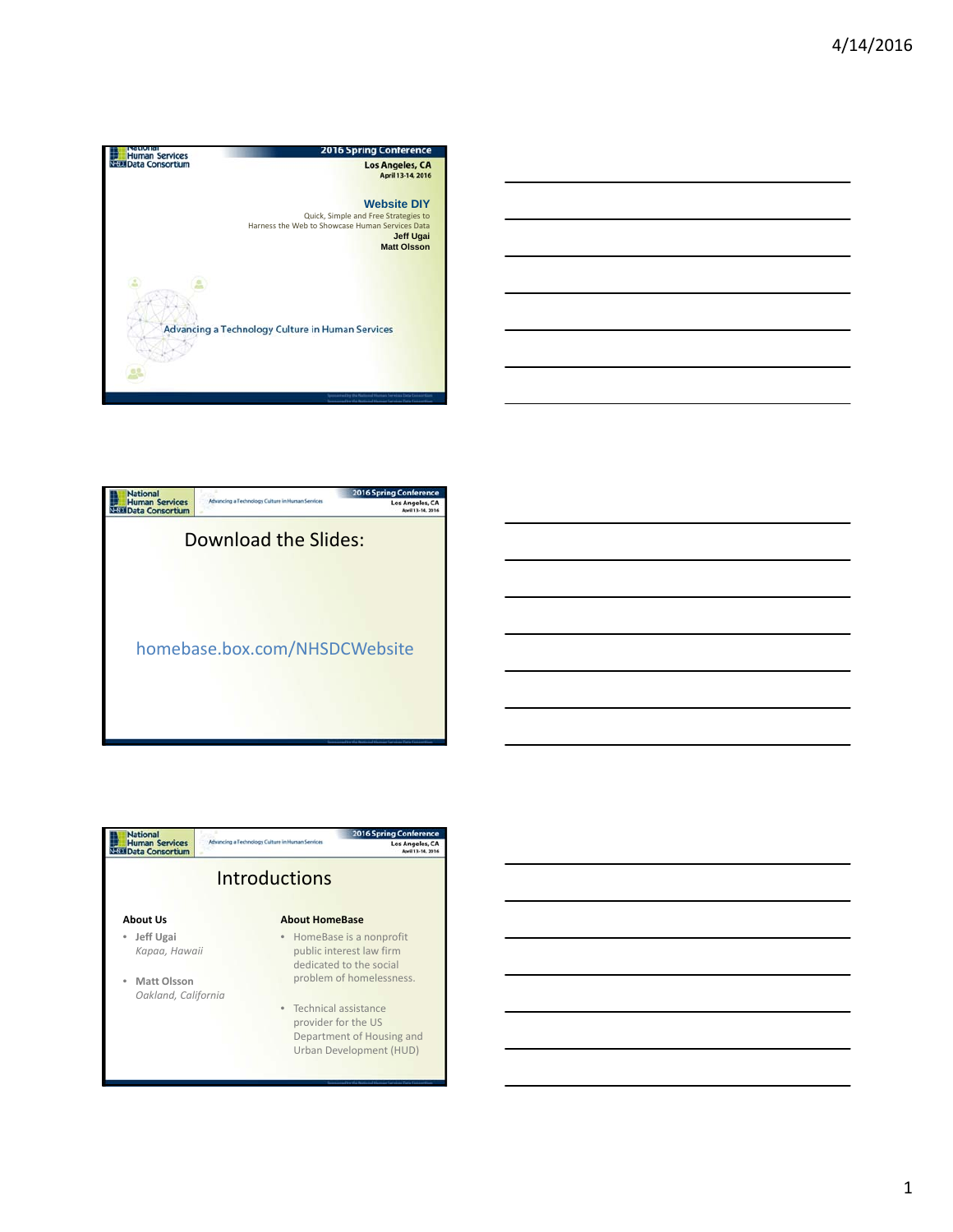## 2016 Spring Conference

**Los Angeles, CA**
**April 13-14, 2016**

# Website DIY

Quick, Simple and Free Strategies to Harness the Web to Showcase Human Services Data

**Jeff Ugai**
**Matt Olsson**

Advancing a Technology Culture in Human Services

---

## Download the Slides:

homebase.box.com/NHSDCWebsite

---

## Introductions

**About Us**

- **Jeff Ugai**
  *Kapaa, Hawaii*
- **Matt Olsson**
  *Oakland, California*

**About HomeBase**

- HomeBase is a nonprofit public interest law firm dedicated to the social problem of homelessness.
- Technical assistance provider for the US Department of Housing and Urban Development (HUD)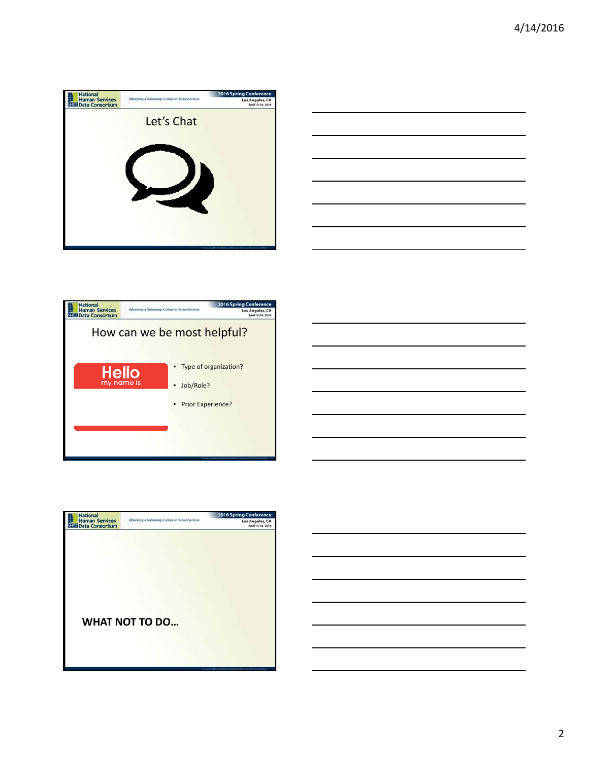## Let's Chat

## How can we be most helpful?

Hello
my name is

- Type of organization?
- Job/Role?
- Prior Experience?

**WHAT NOT TO DO…**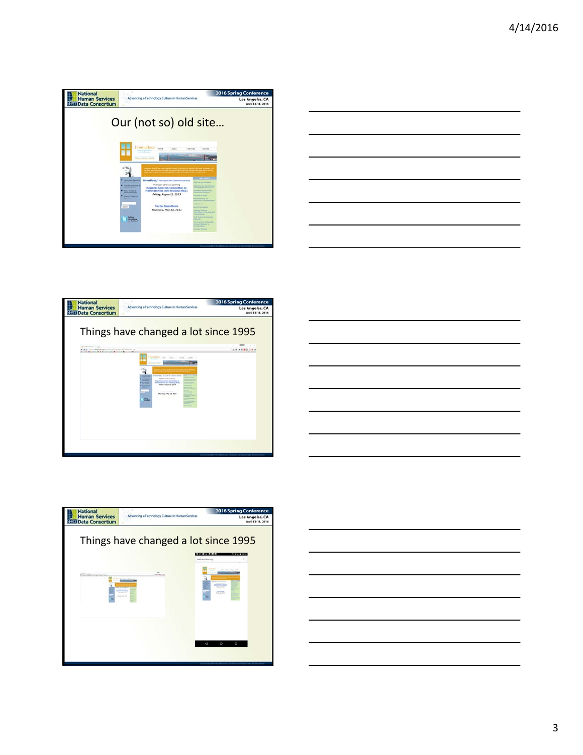## Our (not so) old site…

## Things have changed a lot since 1995

## Things have changed a lot since 1995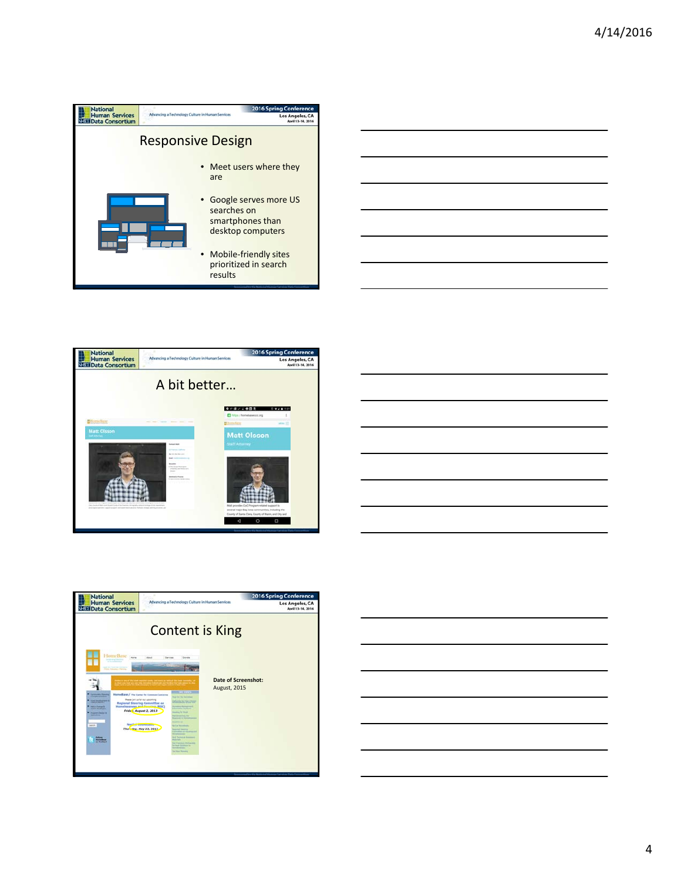## Responsive Design

- Meet users where they are
- Google serves more US searches on smartphones than desktop computers
- Mobile-friendly sites prioritized in search results

## A bit better…

## Content is King

**Date of Screenshot:**
August, 2015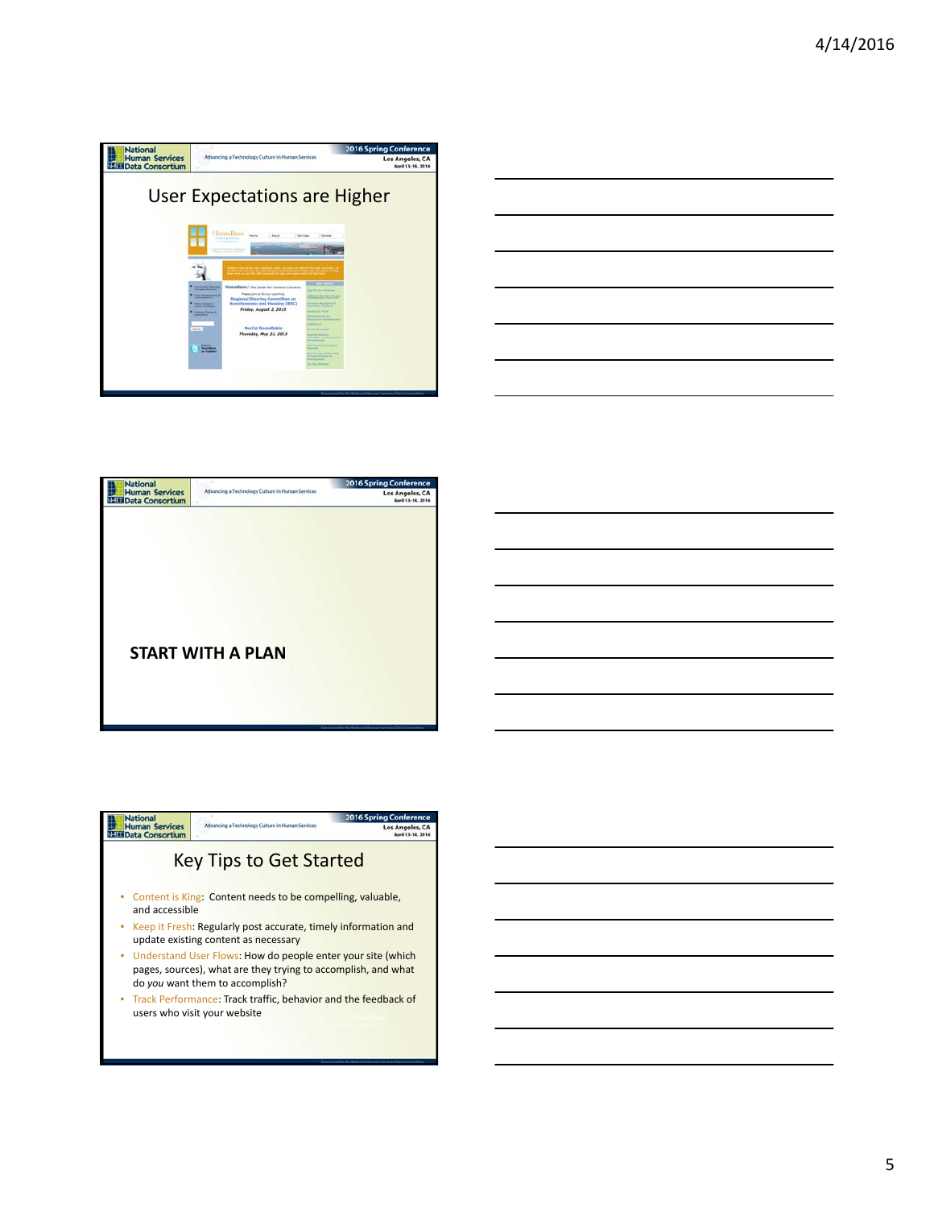## User Expectations are Higher

## START WITH A PLAN

## Key Tips to Get Started

- Content is King: Content needs to be compelling, valuable, and accessible
- Keep it Fresh: Regularly post accurate, timely information and update existing content as necessary
- Understand User Flows: How do people enter your site (which pages, sources), what are they trying to accomplish, and what do *you* want them to accomplish?
- Track Performance: Track traffic, behavior and the feedback of users who visit your website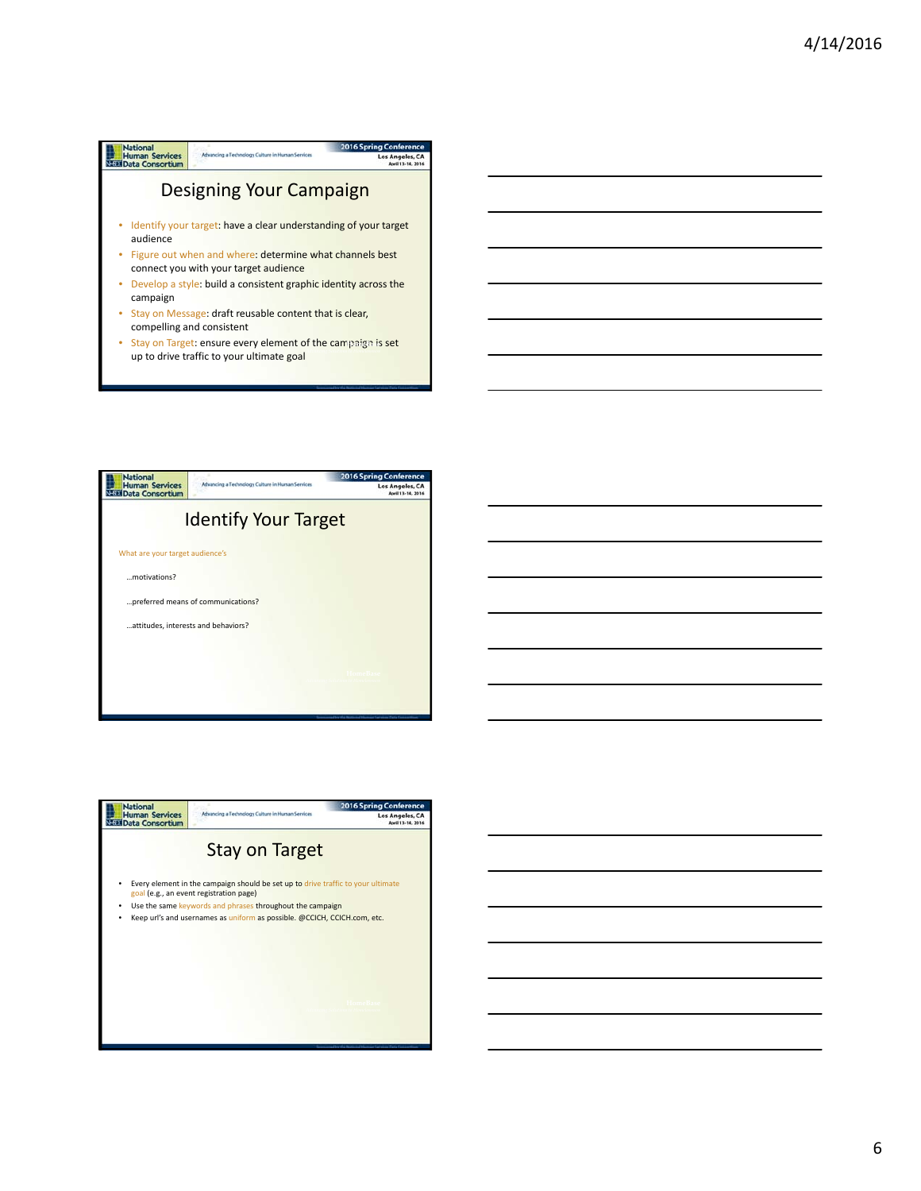## Designing Your Campaign

- Identify your target: have a clear understanding of your target audience
- Figure out when and where: determine what channels best connect you with your target audience
- Develop a style: build a consistent graphic identity across the campaign
- Stay on Message: draft reusable content that is clear, compelling and consistent
- Stay on Target: ensure every element of the campaign is set up to drive traffic to your ultimate goal

## Identify Your Target

What are your target audience's

…motivations?

…preferred means of communications?

…attitudes, interests and behaviors?

## Stay on Target

- Every element in the campaign should be set up to drive traffic to your ultimate goal (e.g., an event registration page)
- Use the same keywords and phrases throughout the campaign
- Keep url's and usernames as uniform as possible. @CCICH, CCICH.com, etc.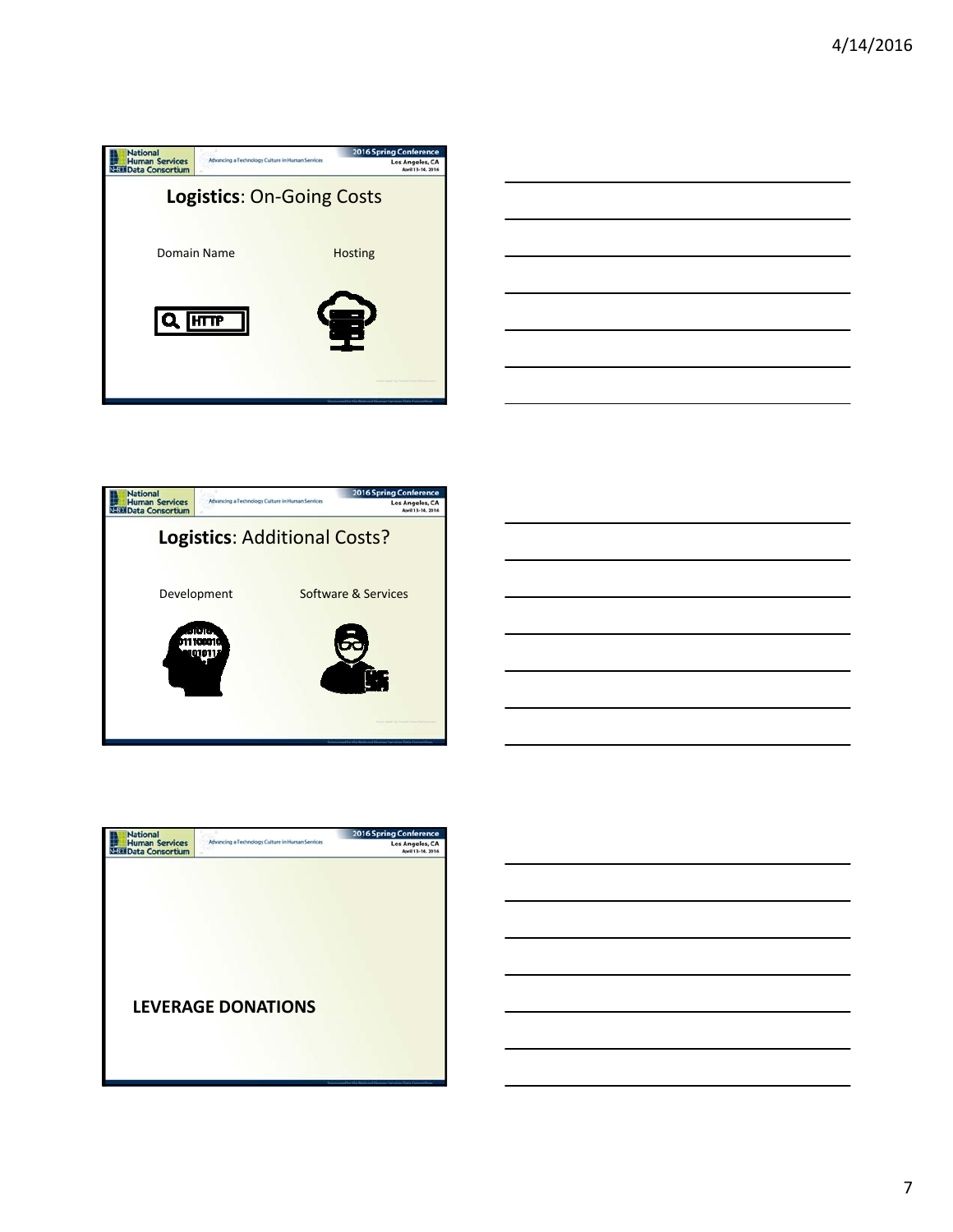## **Logistics**: On-Going Costs

Domain Name

Hosting

## **Logistics**: Additional Costs?

Development

Software & Services

**LEVERAGE DONATIONS**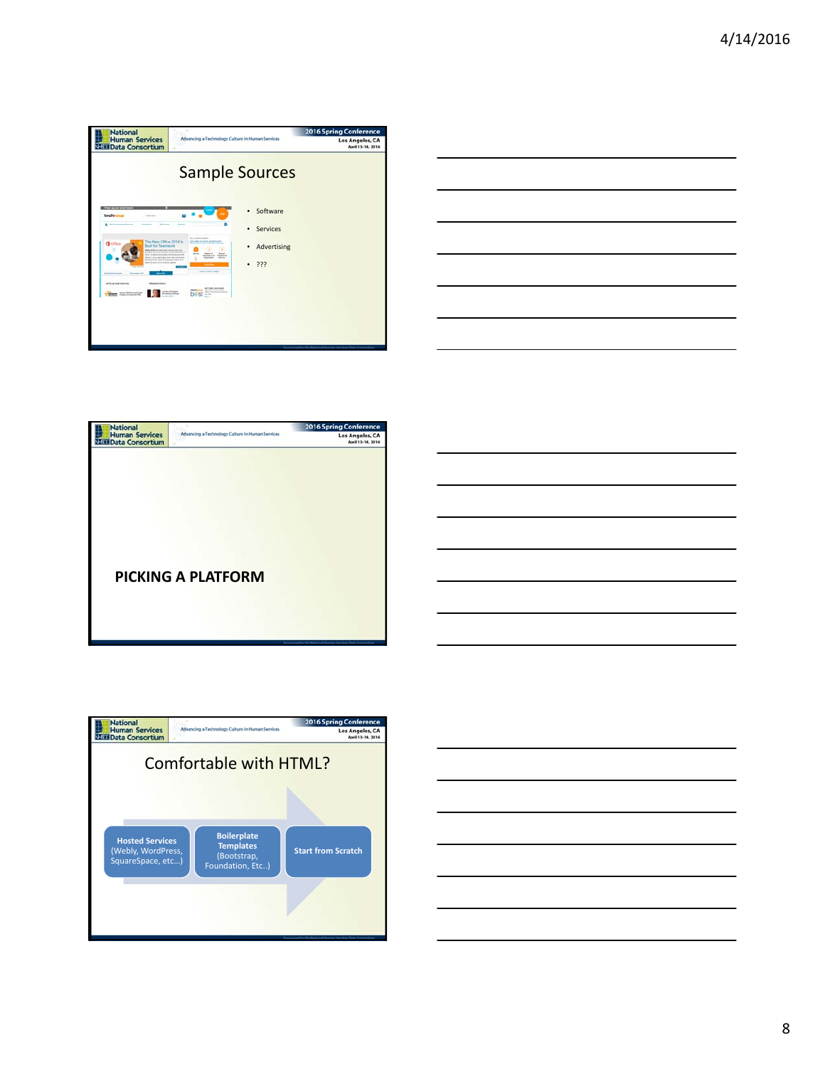## Sample Sources

- Software
- Services
- Advertising
- ???

## PICKING A PLATFORM

## Comfortable with HTML?

**Hosted Services** (Webly, WordPress, SquareSpace, etc...) → **Boilerplate Templates** (Bootstrap, Foundation, Etc..) → **Start from Scratch**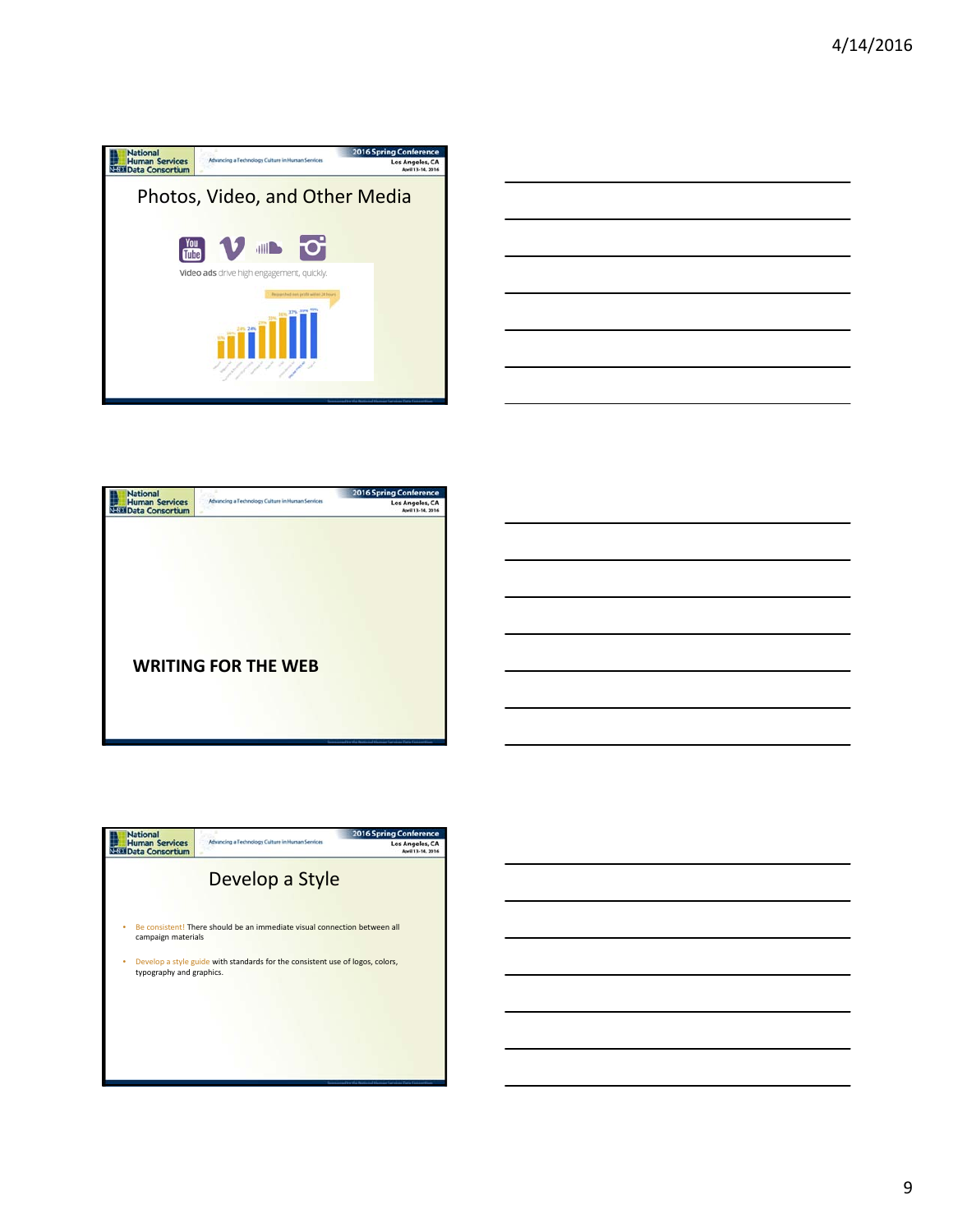## Photos, Video, and Other Media

Video ads drive high engagement, quickly.

## WRITING FOR THE WEB

## Develop a Style

- Be consistent! There should be an immediate visual connection between all campaign materials
- Develop a style guide with standards for the consistent use of logos, colors, typography and graphics.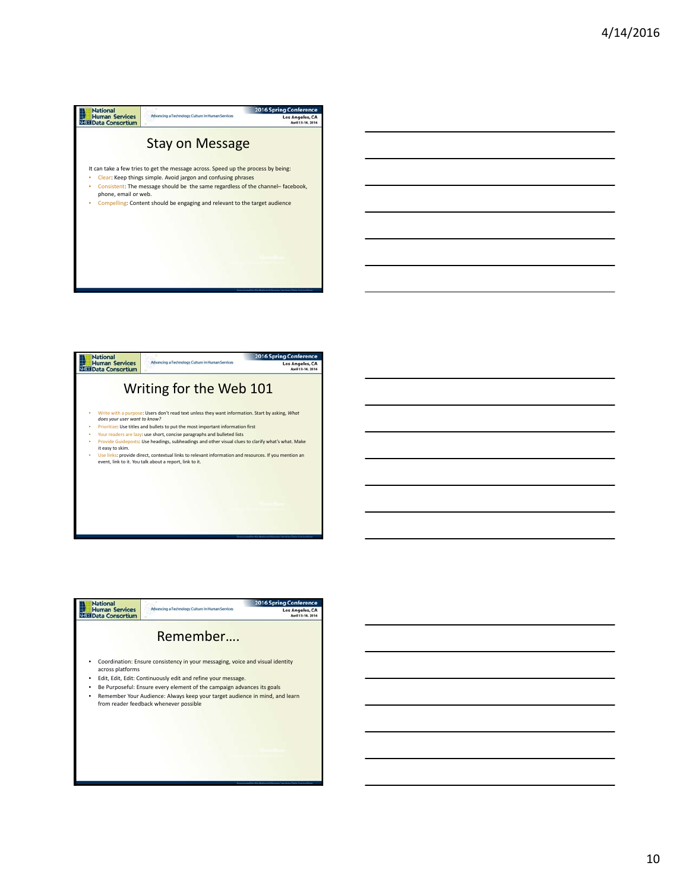## Stay on Message

It can take a few tries to get the message across. Speed up the process by being:

- Clear: Keep things simple. Avoid jargon and confusing phrases
- Consistent: The message should be the same regardless of the channel– facebook, phone, email or web.
- Compelling: Content should be engaging and relevant to the target audience

## Writing for the Web 101

- Write with a purpose: Users don't read text unless they want information. Start by asking, *What does your user want to know?*
- Prioritize: Use titles and bullets to put the most important information first
- Your readers are lazy: use short, concise paragraphs and bulleted lists
- Provide Guideposts: Use headings, subheadings and other visual clues to clarify what's what. Make it easy to skim.
- Use links: provide direct, contextual links to relevant information and resources. If you mention an event, link to it. You talk about a report, link to it.

## Remember….

- Coordination: Ensure consistency in your messaging, voice and visual identity across platforms
- Edit, Edit, Edit: Continuously edit and refine your message.
- Be Purposeful: Ensure every element of the campaign advances its goals
- Remember Your Audience: Always keep your target audience in mind, and learn from reader feedback whenever possible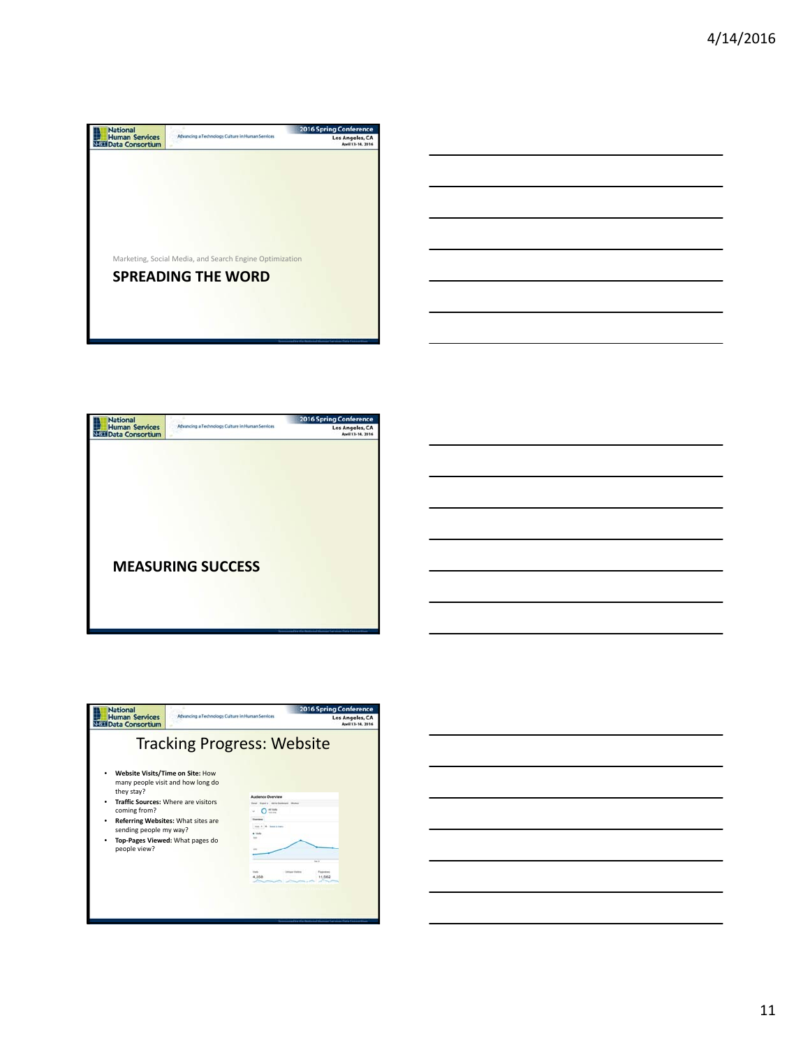Marketing, Social Media, and Search Engine Optimization

# SPREADING THE WORD

# MEASURING SUCCESS

## Tracking Progress: Website

- **Website Visits/Time on Site:** How many people visit and how long do they stay?
- **Traffic Sources:** Where are visitors coming from?
- **Referring Websites:** What sites are sending people my way?
- **Top-Pages Viewed:** What pages do people view?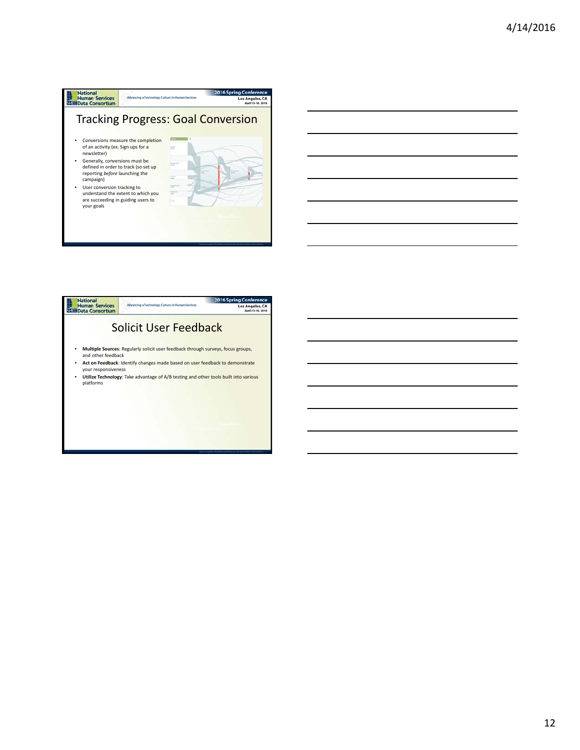## Tracking Progress: Goal Conversion

- Conversions measure the completion of an activity (ex. Sign ups for a newsletter)
- Generally, conversions must be defined in order to track (so set up reporting *before* launching the campaign)
- User conversion tracking to understand the extent to which you are succeeding in guiding users to your goals

## Solicit User Feedback

- **Multiple Sources**: Regularly solicit user feedback through surveys, focus groups, and other feedback
- **Act on Feedback**: Identify changes made based on user feedback to demonstrate your responsiveness
- **Utilize Technology**: Take advantage of A/B testing and other tools built into various platforms